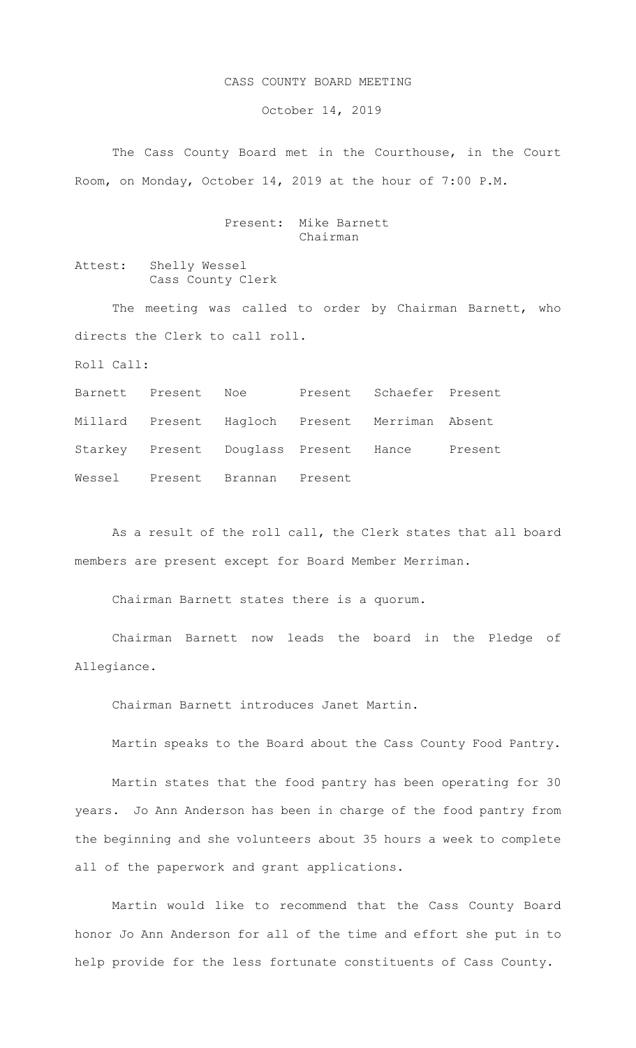# CASS COUNTY BOARD MEETING

October 14, 2019

The Cass County Board met in the Courthouse, in the Court Room, on Monday, October 14, 2019 at the hour of 7:00 P.M.

Present: Mike Barnett
Chairman

Attest: Shelly Wessel
Cass County Clerk

The meeting was called to order by Chairman Barnett, who directs the Clerk to call roll.

Roll Call:

| | | | | | |
|---|---|---|---|---|---|
| Barnett | Present | Noe | Present | Schaefer | Present |
| Millard | Present | Hagloch | Present | Merriman | Absent |
| Starkey | Present | Douglass | Present | Hance | Present |
| Wessel | Present | Brannan | Present | | |

As a result of the roll call, the Clerk states that all board members are present except for Board Member Merriman.

Chairman Barnett states there is a quorum.

Chairman Barnett now leads the board in the Pledge of Allegiance.

Chairman Barnett introduces Janet Martin.

Martin speaks to the Board about the Cass County Food Pantry.

Martin states that the food pantry has been operating for 30 years. Jo Ann Anderson has been in charge of the food pantry from the beginning and she volunteers about 35 hours a week to complete all of the paperwork and grant applications.

Martin would like to recommend that the Cass County Board honor Jo Ann Anderson for all of the time and effort she put in to help provide for the less fortunate constituents of Cass County.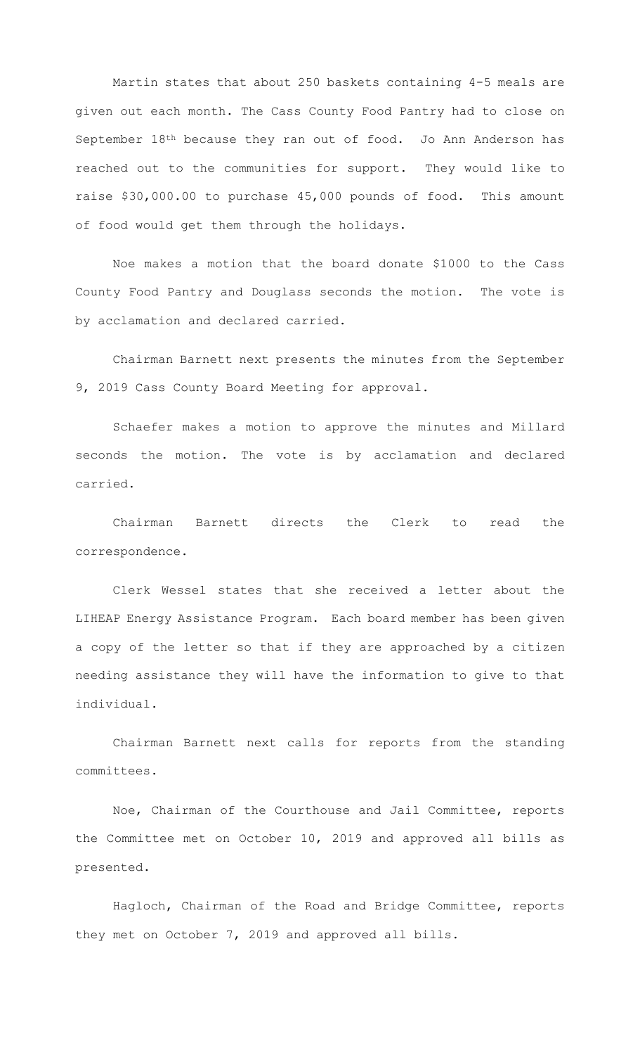Martin states that about 250 baskets containing 4-5 meals are given out each month. The Cass County Food Pantry had to close on September 18th because they ran out of food. Jo Ann Anderson has reached out to the communities for support. They would like to raise $30,000.00 to purchase 45,000 pounds of food. This amount of food would get them through the holidays.

Noe makes a motion that the board donate $1000 to the Cass County Food Pantry and Douglass seconds the motion. The vote is by acclamation and declared carried.

Chairman Barnett next presents the minutes from the September 9, 2019 Cass County Board Meeting for approval.

Schaefer makes a motion to approve the minutes and Millard seconds the motion. The vote is by acclamation and declared carried.

Chairman Barnett directs the Clerk to read the correspondence.

Clerk Wessel states that she received a letter about the LIHEAP Energy Assistance Program. Each board member has been given a copy of the letter so that if they are approached by a citizen needing assistance they will have the information to give to that individual.

Chairman Barnett next calls for reports from the standing committees.

Noe, Chairman of the Courthouse and Jail Committee, reports the Committee met on October 10, 2019 and approved all bills as presented.

Hagloch, Chairman of the Road and Bridge Committee, reports they met on October 7, 2019 and approved all bills.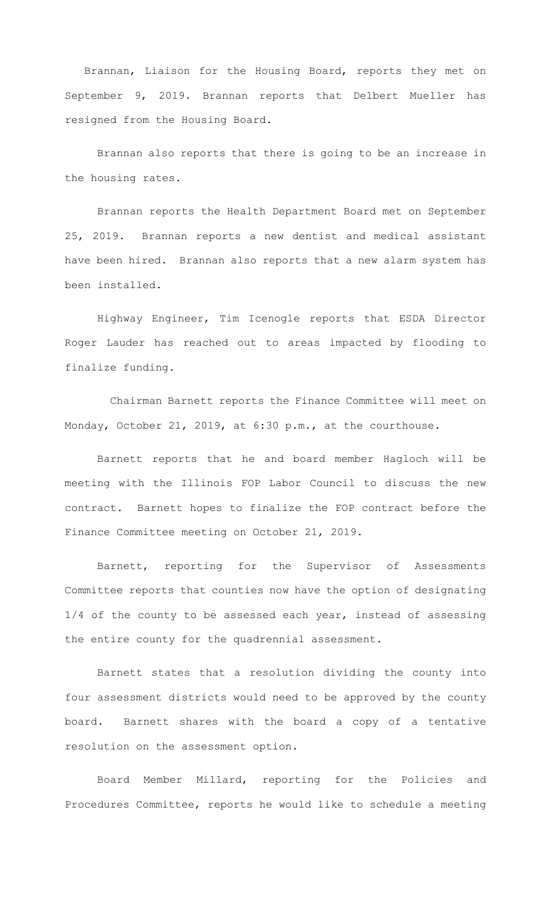Brannan, Liaison for the Housing Board, reports they met on September 9, 2019. Brannan reports that Delbert Mueller has resigned from the Housing Board.

Brannan also reports that there is going to be an increase in the housing rates.

Brannan reports the Health Department Board met on September 25, 2019. Brannan reports a new dentist and medical assistant have been hired. Brannan also reports that a new alarm system has been installed.

Highway Engineer, Tim Icenogle reports that ESDA Director Roger Lauder has reached out to areas impacted by flooding to finalize funding.

Chairman Barnett reports the Finance Committee will meet on Monday, October 21, 2019, at 6:30 p.m., at the courthouse.

Barnett reports that he and board member Hagloch will be meeting with the Illinois FOP Labor Council to discuss the new contract. Barnett hopes to finalize the FOP contract before the Finance Committee meeting on October 21, 2019.

Barnett, reporting for the Supervisor of Assessments Committee reports that counties now have the option of designating 1/4 of the county to be assessed each year, instead of assessing the entire county for the quadrennial assessment.

Barnett states that a resolution dividing the county into four assessment districts would need to be approved by the county board. Barnett shares with the board a copy of a tentative resolution on the assessment option.

Board Member Millard, reporting for the Policies and Procedures Committee, reports he would like to schedule a meeting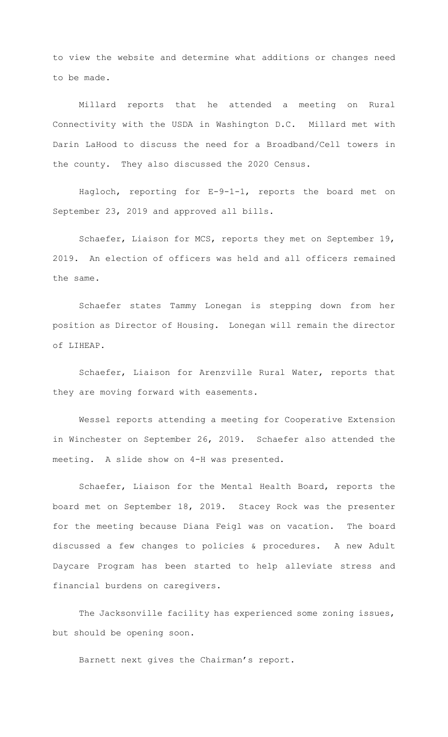to view the website and determine what additions or changes need to be made.

Millard reports that he attended a meeting on Rural Connectivity with the USDA in Washington D.C. Millard met with Darin LaHood to discuss the need for a Broadband/Cell towers in the county. They also discussed the 2020 Census.

Hagloch, reporting for E-9-1-1, reports the board met on September 23, 2019 and approved all bills.

Schaefer, Liaison for MCS, reports they met on September 19, 2019. An election of officers was held and all officers remained the same.

Schaefer states Tammy Lonegan is stepping down from her position as Director of Housing. Lonegan will remain the director of LIHEAP.

Schaefer, Liaison for Arenzville Rural Water, reports that they are moving forward with easements.

Wessel reports attending a meeting for Cooperative Extension in Winchester on September 26, 2019. Schaefer also attended the meeting. A slide show on 4-H was presented.

Schaefer, Liaison for the Mental Health Board, reports the board met on September 18, 2019. Stacey Rock was the presenter for the meeting because Diana Feigl was on vacation. The board discussed a few changes to policies & procedures. A new Adult Daycare Program has been started to help alleviate stress and financial burdens on caregivers.

The Jacksonville facility has experienced some zoning issues, but should be opening soon.

Barnett next gives the Chairman's report.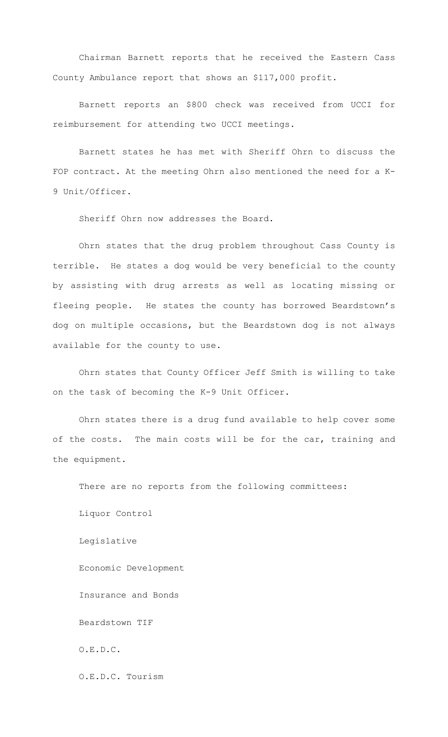Chairman Barnett reports that he received the Eastern Cass County Ambulance report that shows an $117,000 profit.

Barnett reports an $800 check was received from UCCI for reimbursement for attending two UCCI meetings.

Barnett states he has met with Sheriff Ohrn to discuss the FOP contract. At the meeting Ohrn also mentioned the need for a K-9 Unit/Officer.

Sheriff Ohrn now addresses the Board.

Ohrn states that the drug problem throughout Cass County is terrible. He states a dog would be very beneficial to the county by assisting with drug arrests as well as locating missing or fleeing people. He states the county has borrowed Beardstown's dog on multiple occasions, but the Beardstown dog is not always available for the county to use.

Ohrn states that County Officer Jeff Smith is willing to take on the task of becoming the K-9 Unit Officer.

Ohrn states there is a drug fund available to help cover some of the costs. The main costs will be for the car, training and the equipment.

There are no reports from the following committees:

Liquor Control

Legislative

Economic Development

Insurance and Bonds

Beardstown TIF

O.E.D.C.

O.E.D.C. Tourism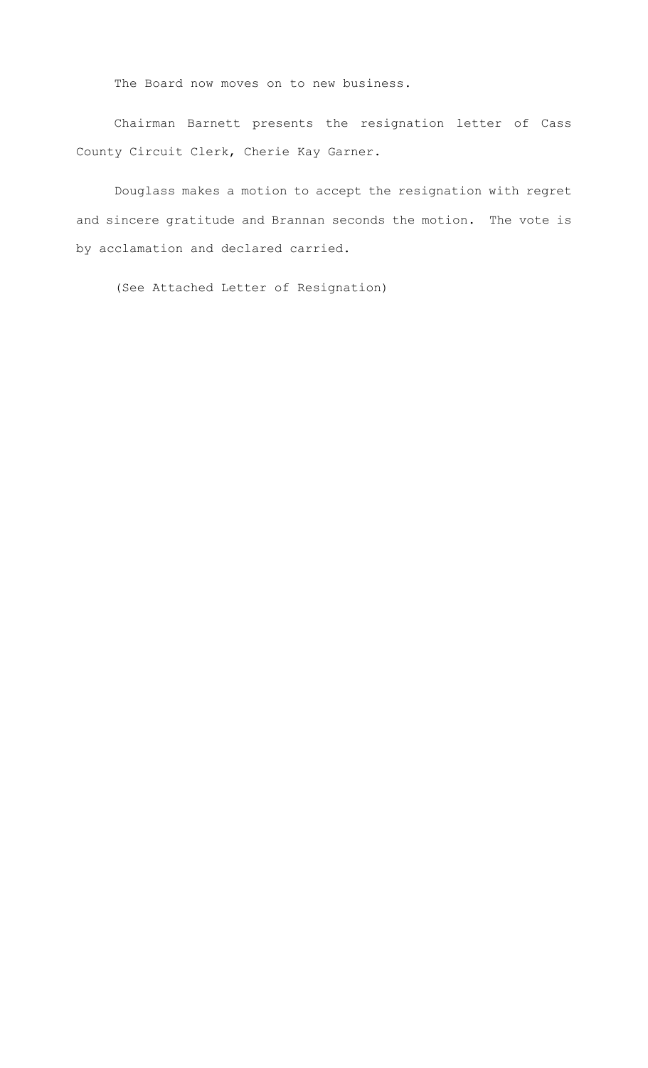The Board now moves on to new business.

Chairman Barnett presents the resignation letter of Cass County Circuit Clerk, Cherie Kay Garner.

Douglass makes a motion to accept the resignation with regret and sincere gratitude and Brannan seconds the motion. The vote is by acclamation and declared carried.

(See Attached Letter of Resignation)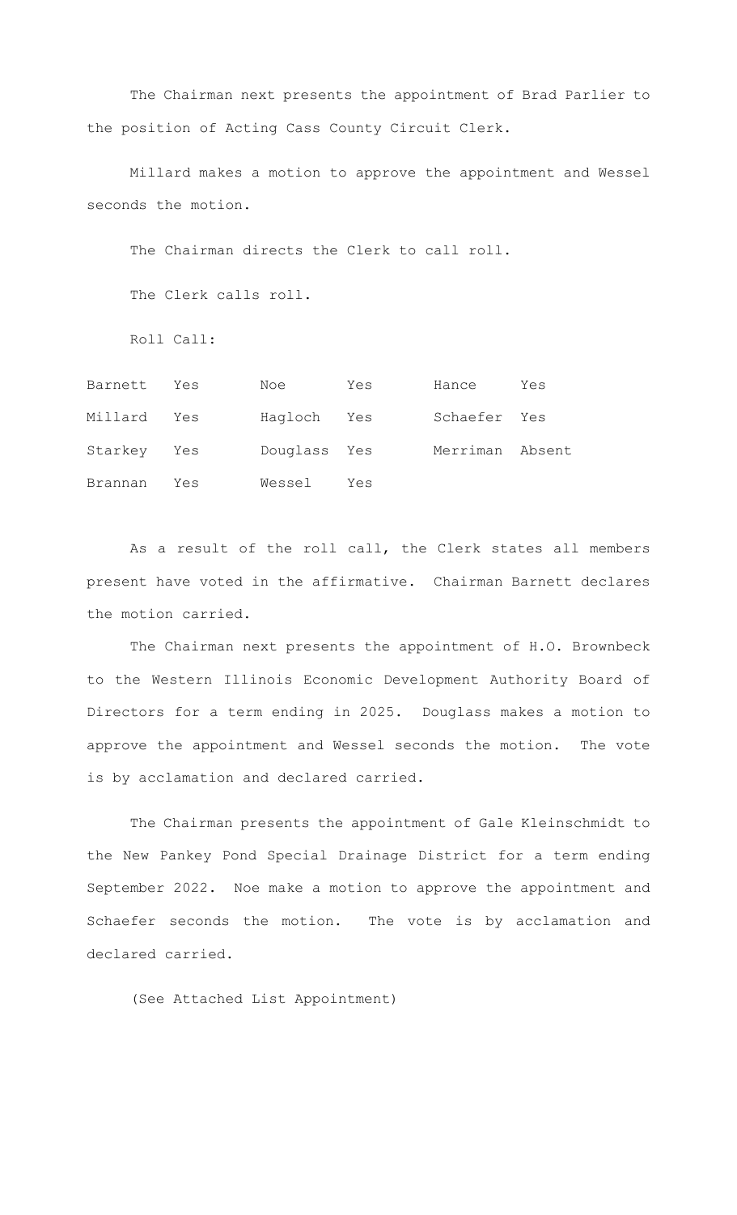The Chairman next presents the appointment of Brad Parlier to the position of Acting Cass County Circuit Clerk.

Millard makes a motion to approve the appointment and Wessel seconds the motion.

The Chairman directs the Clerk to call roll.

The Clerk calls roll.

Roll Call:

| | | | | | |
|---|---|---|---|---|---|
| Barnett | Yes | Noe | Yes | Hance | Yes |
| Millard | Yes | Hagloch | Yes | Schaefer | Yes |
| Starkey | Yes | Douglass | Yes | Merriman | Absent |
| Brannan | Yes | Wessel | Yes | | |

As a result of the roll call, the Clerk states all members present have voted in the affirmative. Chairman Barnett declares the motion carried.

The Chairman next presents the appointment of H.O. Brownbeck to the Western Illinois Economic Development Authority Board of Directors for a term ending in 2025. Douglass makes a motion to approve the appointment and Wessel seconds the motion. The vote is by acclamation and declared carried.

The Chairman presents the appointment of Gale Kleinschmidt to the New Pankey Pond Special Drainage District for a term ending September 2022. Noe make a motion to approve the appointment and Schaefer seconds the motion. The vote is by acclamation and declared carried.

(See Attached List Appointment)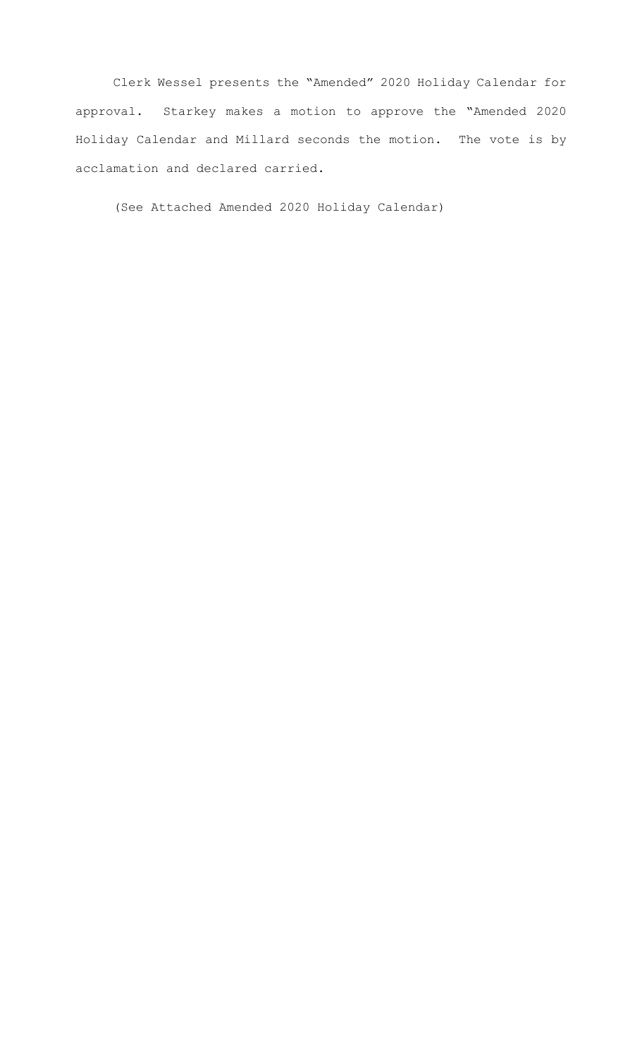Clerk Wessel presents the "Amended" 2020 Holiday Calendar for approval. Starkey makes a motion to approve the "Amended 2020 Holiday Calendar and Millard seconds the motion. The vote is by acclamation and declared carried.

(See Attached Amended 2020 Holiday Calendar)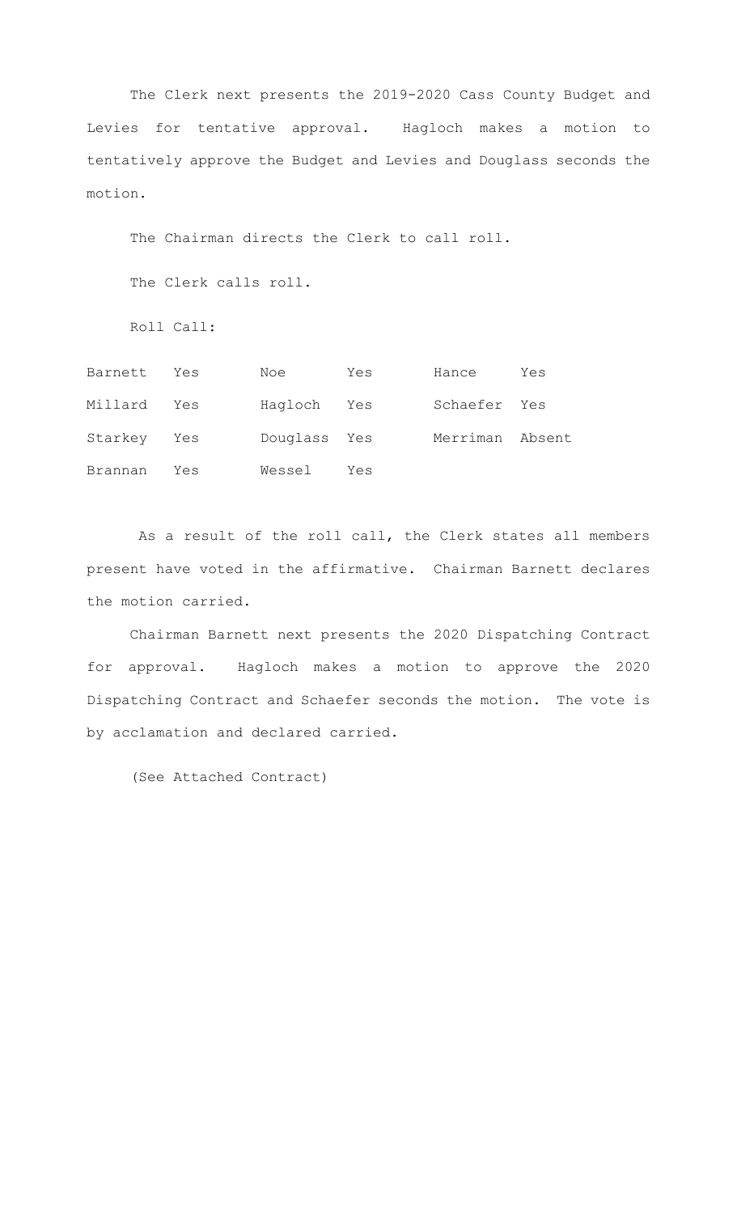The Clerk next presents the 2019-2020 Cass County Budget and Levies for tentative approval. Hagloch makes a motion to tentatively approve the Budget and Levies and Douglass seconds the motion.

The Chairman directs the Clerk to call roll.

The Clerk calls roll.

Roll Call:

| | | | | | |
|---|---|---|---|---|---|
| Barnett | Yes | Noe | Yes | Hance | Yes |
| Millard | Yes | Hagloch | Yes | Schaefer | Yes |
| Starkey | Yes | Douglass | Yes | Merriman | Absent |
| Brannan | Yes | Wessel | Yes | | |

As a result of the roll call, the Clerk states all members present have voted in the affirmative. Chairman Barnett declares the motion carried.

Chairman Barnett next presents the 2020 Dispatching Contract for approval. Hagloch makes a motion to approve the 2020 Dispatching Contract and Schaefer seconds the motion. The vote is by acclamation and declared carried.

(See Attached Contract)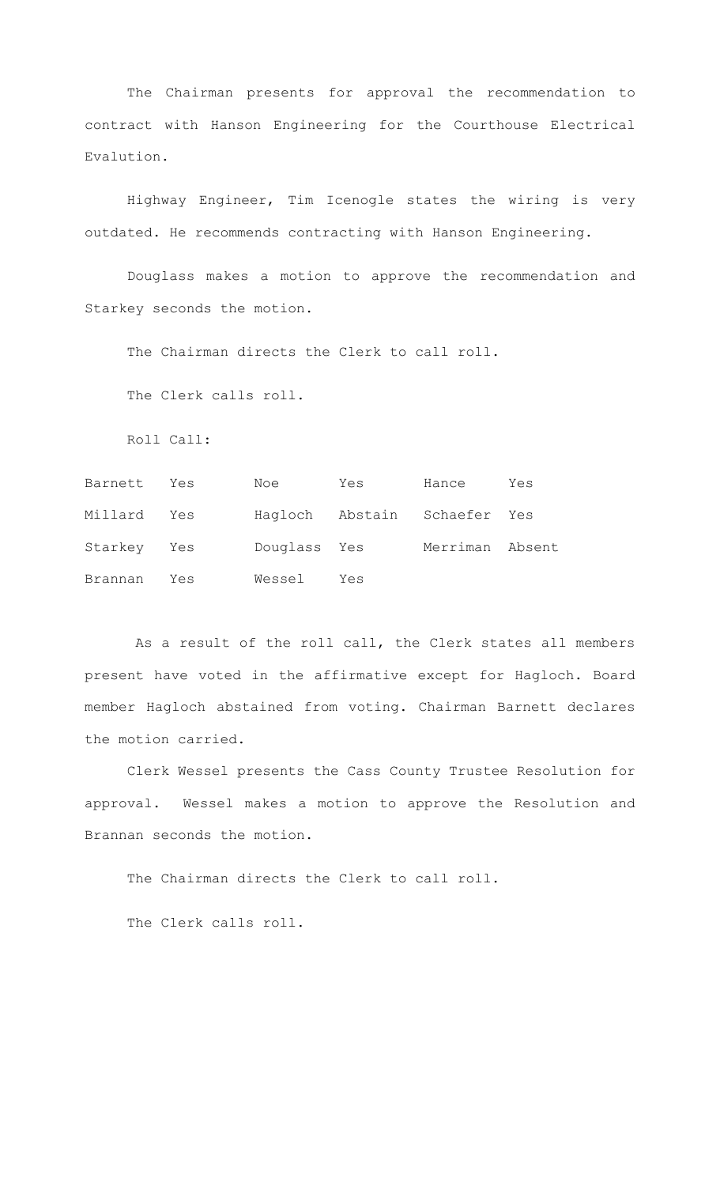The Chairman presents for approval the recommendation to contract with Hanson Engineering for the Courthouse Electrical Evalution.

Highway Engineer, Tim Icenogle states the wiring is very outdated. He recommends contracting with Hanson Engineering.

Douglass makes a motion to approve the recommendation and Starkey seconds the motion.

The Chairman directs the Clerk to call roll.

The Clerk calls roll.

Roll Call:

| | | | | | |
|---|---|---|---|---|---|
| Barnett | Yes | Noe | Yes | Hance | Yes |
| Millard | Yes | Hagloch | Abstain | Schaefer | Yes |
| Starkey | Yes | Douglass | Yes | Merriman | Absent |
| Brannan | Yes | Wessel | Yes | | |

As a result of the roll call, the Clerk states all members present have voted in the affirmative except for Hagloch. Board member Hagloch abstained from voting. Chairman Barnett declares the motion carried.

Clerk Wessel presents the Cass County Trustee Resolution for approval. Wessel makes a motion to approve the Resolution and Brannan seconds the motion.

The Chairman directs the Clerk to call roll.

The Clerk calls roll.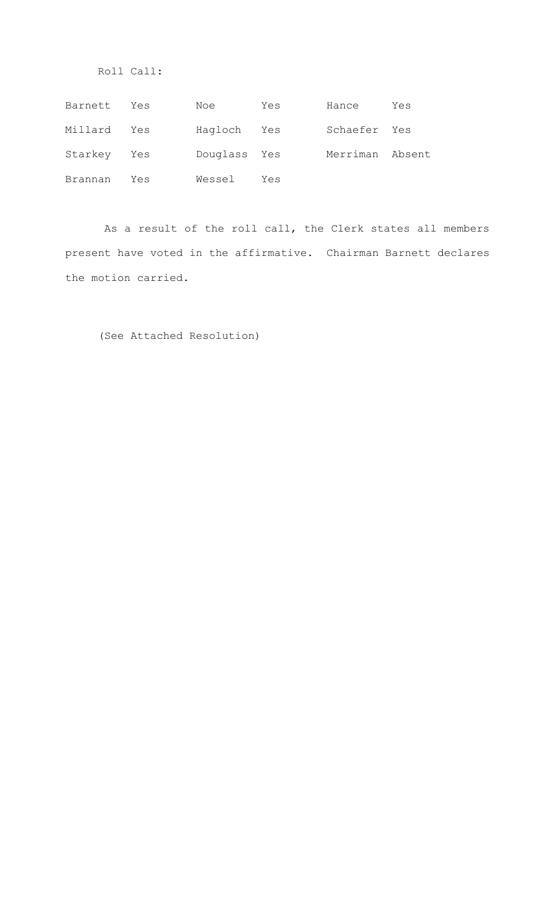Roll Call:

| | | | | | |
|---|---|---|---|---|---|
| Barnett | Yes | Noe | Yes | Hance | Yes |
| Millard | Yes | Hagloch | Yes | Schaefer | Yes |
| Starkey | Yes | Douglass | Yes | Merriman | Absent |
| Brannan | Yes | Wessel | Yes | | |

As a result of the roll call, the Clerk states all members present have voted in the affirmative. Chairman Barnett declares the motion carried.

(See Attached Resolution)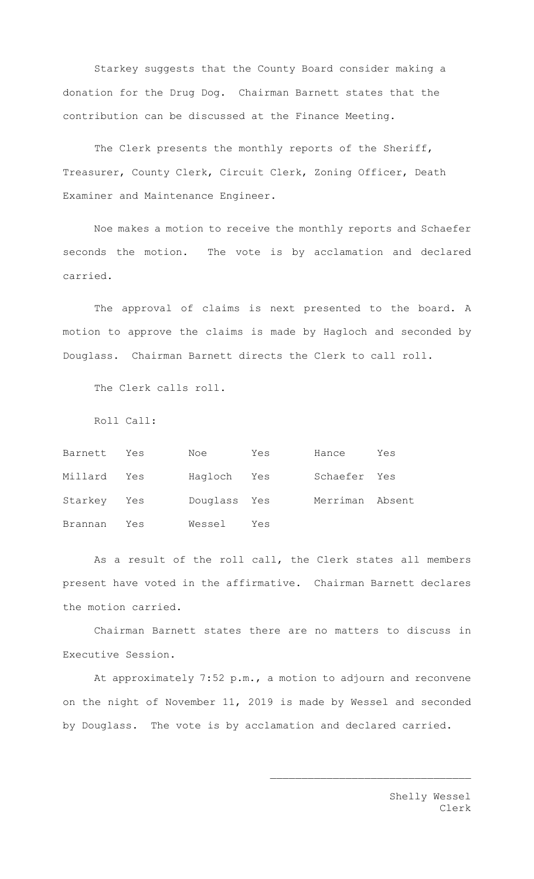Starkey suggests that the County Board consider making a donation for the Drug Dog. Chairman Barnett states that the contribution can be discussed at the Finance Meeting.

The Clerk presents the monthly reports of the Sheriff, Treasurer, County Clerk, Circuit Clerk, Zoning Officer, Death Examiner and Maintenance Engineer.

Noe makes a motion to receive the monthly reports and Schaefer seconds the motion. The vote is by acclamation and declared carried.

The approval of claims is next presented to the board. A motion to approve the claims is made by Hagloch and seconded by Douglass. Chairman Barnett directs the Clerk to call roll.

The Clerk calls roll.

Roll Call:

| | | | | | |
|---|---|---|---|---|---|
| Barnett | Yes | Noe | Yes | Hance | Yes |
| Millard | Yes | Hagloch | Yes | Schaefer | Yes |
| Starkey | Yes | Douglass | Yes | Merriman | Absent |
| Brannan | Yes | Wessel | Yes | | |

As a result of the roll call, the Clerk states all members present have voted in the affirmative. Chairman Barnett declares the motion carried.

Chairman Barnett states there are no matters to discuss in Executive Session.

At approximately 7:52 p.m., a motion to adjourn and reconvene on the night of November 11, 2019 is made by Wessel and seconded by Douglass. The vote is by acclamation and declared carried.

\_\_\_\_\_\_\_\_\_\_\_\_\_\_\_\_\_\_\_\_\_\_\_\_\_\_\_\_\_\_

Shelly Wessel
Clerk